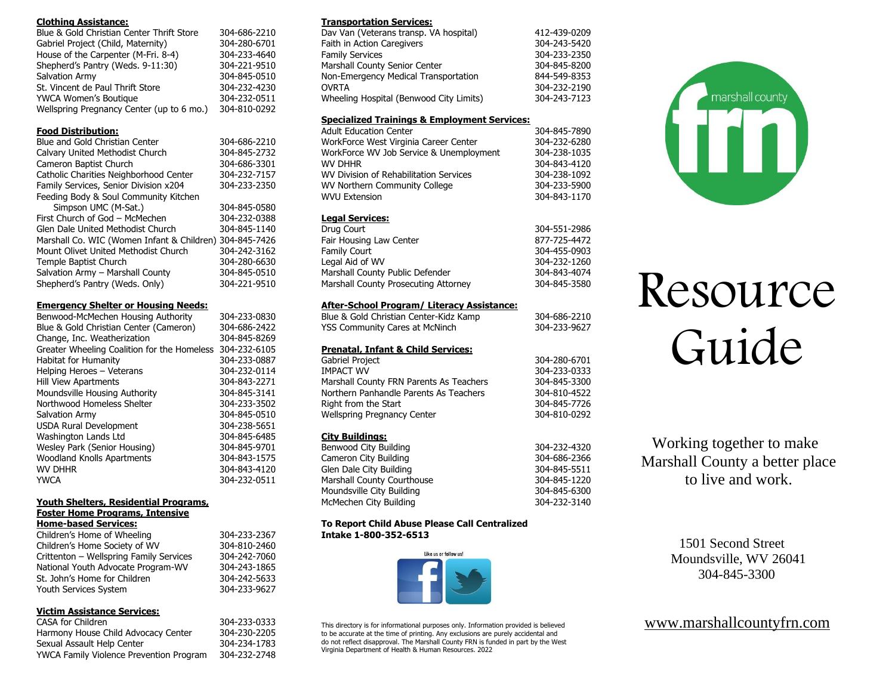## Clothing Assistance:

| | |
|---|---|
| Blue & Gold Christian Center Thrift Store | 304-686-2210 |
| Gabriel Project (Child, Maternity) | 304-280-6701 |
| House of the Carpenter (M-Fri. 8-4) | 304-233-4640 |
| Shepherd's Pantry (Weds. 9-11:30) | 304-221-9510 |
| Salvation Army | 304-845-0510 |
| St. Vincent de Paul Thrift Store | 304-232-4230 |
| YWCA Women's Boutique | 304-232-0511 |
| Wellspring Pregnancy Center (up to 6 mo.) | 304-810-0292 |

## Food Distribution:

| | |
|---|---|
| Blue and Gold Christian Center | 304-686-2210 |
| Calvary United Methodist Church | 304-845-2732 |
| Cameron Baptist Church | 304-686-3301 |
| Catholic Charities Neighborhood Center | 304-232-7157 |
| Family Services, Senior Division x204 | 304-233-2350 |
| Feeding Body & Soul Community Kitchen Simpson UMC (M-Sat.) | 304-845-0580 |
| First Church of God – McMechen | 304-232-0388 |
| Glen Dale United Methodist Church | 304-845-1140 |
| Marshall Co. WIC (Women Infant & Children) | 304-845-7426 |
| Mount Olivet United Methodist Church | 304-242-3162 |
| Temple Baptist Church | 304-280-6630 |
| Salvation Army – Marshall County | 304-845-0510 |
| Shepherd's Pantry (Weds. Only) | 304-221-9510 |

## Emergency Shelter or Housing Needs:

| | |
|---|---|
| Benwood-McMechen Housing Authority | 304-233-0830 |
| Blue & Gold Christian Center (Cameron) | 304-686-2422 |
| Change, Inc. Weatherization | 304-845-8269 |
| Greater Wheeling Coalition for the Homeless | 304-232-6105 |
| Habitat for Humanity | 304-233-0887 |
| Helping Heroes – Veterans | 304-232-0114 |
| Hill View Apartments | 304-843-2271 |
| Moundsville Housing Authority | 304-845-3141 |
| Northwood Homeless Shelter | 304-233-3502 |
| Salvation Army | 304-845-0510 |
| USDA Rural Development | 304-238-5651 |
| Washington Lands Ltd | 304-845-6485 |
| Wesley Park (Senior Housing) | 304-845-9701 |
| Woodland Knolls Apartments | 304-843-1575 |
| WV DHHR | 304-843-4120 |
| YWCA | 304-232-0511 |

## Youth Shelters, Residential Programs, Foster Home Programs, Intensive Home-based Services:

| | |
|---|---|
| Children's Home of Wheeling | 304-233-2367 |
| Children's Home Society of WV | 304-810-2460 |
| Crittenton – Wellspring Family Services | 304-242-7060 |
| National Youth Advocate Program-WV | 304-243-1865 |
| St. John's Home for Children | 304-242-5633 |
| Youth Services System | 304-233-9627 |

## Victim Assistance Services:

| | |
|---|---|
| CASA for Children | 304-233-0333 |
| Harmony House Child Advocacy Center | 304-230-2205 |
| Sexual Assault Help Center | 304-234-1783 |
| YWCA Family Violence Prevention Program | 304-232-2748 |

## Transportation Services:

| | |
|---|---|
| Dav Van (Veterans transp. VA hospital) | 412-439-0209 |
| Faith in Action Caregivers | 304-243-5420 |
| Family Services | 304-233-2350 |
| Marshall County Senior Center | 304-845-8200 |
| Non-Emergency Medical Transportation | 844-549-8353 |
| OVRTA | 304-232-2190 |
| Wheeling Hospital (Benwood City Limits) | 304-243-7123 |

## Specialized Trainings & Employment Services:

| | |
|---|---|
| Adult Education Center | 304-845-7890 |
| WorkForce West Virginia Career Center | 304-232-6280 |
| WorkForce WV Job Service & Unemployment | 304-238-1035 |
| WV DHHR | 304-843-4120 |
| WV Division of Rehabilitation Services | 304-238-1092 |
| WV Northern Community College | 304-233-5900 |
| WVU Extension | 304-843-1170 |

## Legal Services:

| | |
|---|---|
| Drug Court | 304-551-2986 |
| Fair Housing Law Center | 877-725-4472 |
| Family Court | 304-455-0903 |
| Legal Aid of WV | 304-232-1260 |
| Marshall County Public Defender | 304-843-4074 |
| Marshall County Prosecuting Attorney | 304-845-3580 |

## After-School Program/ Literacy Assistance:

| | |
|---|---|
| Blue & Gold Christian Center-Kidz Kamp | 304-686-2210 |
| YSS Community Cares at McNinch | 304-233-9627 |

## Prenatal, Infant & Child Services:

| | |
|---|---|
| Gabriel Project | 304-280-6701 |
| IMPACT WV | 304-233-0333 |
| Marshall County FRN Parents As Teachers | 304-845-3300 |
| Northern Panhandle Parents As Teachers | 304-810-4522 |
| Right from the Start | 304-845-7726 |
| Wellspring Pregnancy Center | 304-810-0292 |

## City Buildings:

| | |
|---|---|
| Benwood City Building | 304-232-4320 |
| Cameron City Building | 304-686-2366 |
| Glen Dale City Building | 304-845-5511 |
| Marshall County Courthouse | 304-845-1220 |
| Moundsville City Building | 304-845-6300 |
| McMechen City Building | 304-232-3140 |

**To Report Child Abuse Please Call Centralized Intake 1-800-352-6513**

Like us or follow us!

This directory is for informational purposes only. Information provided is believed to be accurate at the time of printing. Any exclusions are purely accidental and do not reflect disapproval. The Marshall County FRN is funded in part by the West Virginia Department of Health & Human Resources. 2022

marshall county frn

# Resource Guide

Working together to make Marshall County a better place to live and work.

1501 Second Street
Moundsville, WV 26041
304-845-3300

www.marshallcountyfrn.com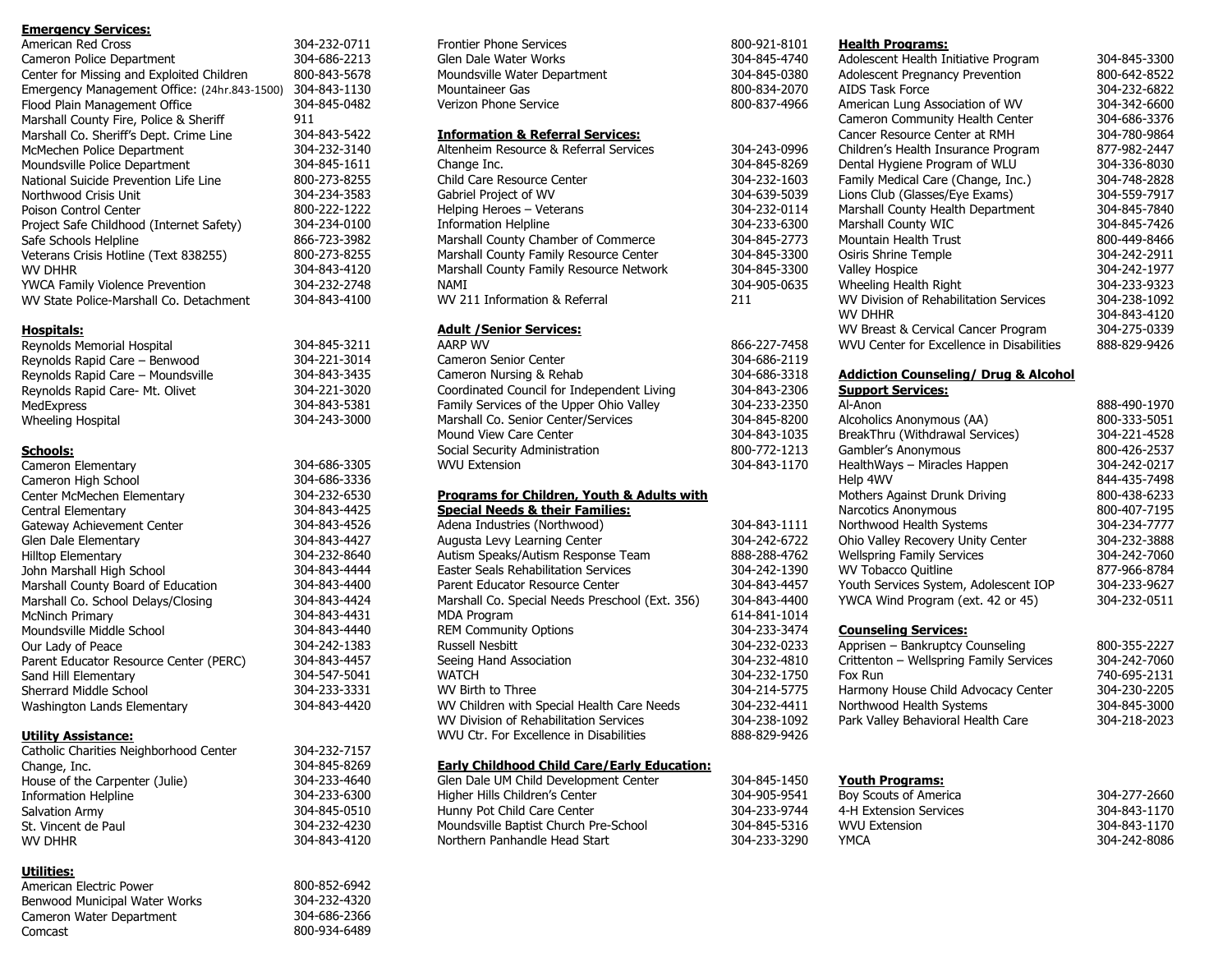## Emergency Services:

| | |
|---|---|
| American Red Cross | 304-232-0711 |
| Cameron Police Department | 304-686-2213 |
| Center for Missing and Exploited Children | 800-843-5678 |
| Emergency Management Office: (24hr.843-1500) | 304-843-1130 |
| Flood Plain Management Office | 304-845-0482 |
| Marshall County Fire, Police & Sheriff | 911 |
| Marshall Co. Sheriff's Dept. Crime Line | 304-843-5422 |
| McMechen Police Department | 304-232-3140 |
| Moundsville Police Department | 304-845-1611 |
| National Suicide Prevention Life Line | 800-273-8255 |
| Northwood Crisis Unit | 304-234-3583 |
| Poison Control Center | 800-222-1222 |
| Project Safe Childhood (Internet Safety) | 304-234-0100 |
| Safe Schools Helpline | 866-723-3982 |
| Veterans Crisis Hotline (Text 838255) | 800-273-8255 |
| WV DHHR | 304-843-4120 |
| YWCA Family Violence Prevention | 304-232-2748 |
| WV State Police-Marshall Co. Detachment | 304-843-4100 |

## Hospitals:

| | |
|---|---|
| Reynolds Memorial Hospital | 304-845-3211 |
| Reynolds Rapid Care – Benwood | 304-221-3014 |
| Reynolds Rapid Care – Moundsville | 304-843-3435 |
| Reynolds Rapid Care- Mt. Olivet | 304-221-3020 |
| MedExpress | 304-843-5381 |
| Wheeling Hospital | 304-243-3000 |

## Schools:

| | |
|---|---|
| Cameron Elementary | 304-686-3305 |
| Cameron High School | 304-686-3336 |
| Center McMechen Elementary | 304-232-6530 |
| Central Elementary | 304-843-4425 |
| Gateway Achievement Center | 304-843-4526 |
| Glen Dale Elementary | 304-843-4427 |
| Hilltop Elementary | 304-232-8640 |
| John Marshall High School | 304-843-4444 |
| Marshall County Board of Education | 304-843-4400 |
| Marshall Co. School Delays/Closing | 304-843-4424 |
| McNinch Primary | 304-843-4431 |
| Moundsville Middle School | 304-843-4440 |
| Our Lady of Peace | 304-242-1383 |
| Parent Educator Resource Center (PERC) | 304-843-4457 |
| Sand Hill Elementary | 304-547-5041 |
| Sherrard Middle School | 304-233-3331 |
| Washington Lands Elementary | 304-843-4420 |

## Utility Assistance:

| | |
|---|---|
| Catholic Charities Neighborhood Center | 304-232-7157 |
| Change, Inc. | 304-845-8269 |
| House of the Carpenter (Julie) | 304-233-4640 |
| Information Helpline | 304-233-6300 |
| Salvation Army | 304-845-0510 |
| St. Vincent de Paul | 304-232-4230 |
| WV DHHR | 304-843-4120 |

## Utilities:

| | |
|---|---|
| American Electric Power | 800-852-6942 |
| Benwood Municipal Water Works | 304-232-4320 |
| Cameron Water Department | 304-686-2366 |
| Comcast | 800-934-6489 |
| Frontier Phone Services | 800-921-8101 |
| Glen Dale Water Works | 304-845-4740 |
| Moundsville Water Department | 304-845-0380 |
| Mountaineer Gas | 800-834-2070 |
| Verizon Phone Service | 800-837-4966 |

## Information & Referral Services:

| | |
|---|---|
| Altenheim Resource & Referral Services | 304-243-0996 |
| Change Inc. | 304-845-8269 |
| Child Care Resource Center | 304-232-1603 |
| Gabriel Project of WV | 304-639-5039 |
| Helping Heroes – Veterans | 304-232-0114 |
| Information Helpline | 304-233-6300 |
| Marshall County Chamber of Commerce | 304-845-2773 |
| Marshall County Family Resource Center | 304-845-3300 |
| Marshall County Family Resource Network | 304-845-3300 |
| NAMI | 304-905-0635 |
| WV 211 Information & Referral | 211 |

## Adult /Senior Services:

| | |
|---|---|
| AARP WV | 866-227-7458 |
| Cameron Senior Center | 304-686-2119 |
| Cameron Nursing & Rehab | 304-686-3318 |
| Coordinated Council for Independent Living | 304-843-2306 |
| Family Services of the Upper Ohio Valley | 304-233-2350 |
| Marshall Co. Senior Center/Services | 304-845-8200 |
| Mound View Care Center | 304-843-1035 |
| Social Security Administration | 800-772-1213 |
| WVU Extension | 304-843-1170 |

## Programs for Children, Youth & Adults with Special Needs & their Families:

| | |
|---|---|
| Adena Industries (Northwood) | 304-843-1111 |
| Augusta Levy Learning Center | 304-242-6722 |
| Autism Speaks/Autism Response Team | 888-288-4762 |
| Easter Seals Rehabilitation Services | 304-242-1390 |
| Parent Educator Resource Center | 304-843-4457 |
| Marshall Co. Special Needs Preschool (Ext. 356) | 304-843-4400 |
| MDA Program | 614-841-1014 |
| REM Community Options | 304-233-3474 |
| Russell Nesbitt | 304-232-0233 |
| Seeing Hand Association | 304-232-4810 |
| WATCH | 304-232-1750 |
| WV Birth to Three | 304-214-5775 |
| WV Children with Special Health Care Needs | 304-232-4411 |
| WV Division of Rehabilitation Services | 304-238-1092 |
| WVU Ctr. For Excellence in Disabilities | 888-829-9426 |

## Early Childhood Child Care/Early Education:

| | |
|---|---|
| Glen Dale UM Child Development Center | 304-845-1450 |
| Higher Hills Children's Center | 304-905-9541 |
| Hunny Pot Child Care Center | 304-233-9744 |
| Moundsville Baptist Church Pre-School | 304-845-5316 |
| Northern Panhandle Head Start | 304-233-3290 |

## Health Programs:

| | |
|---|---|
| Adolescent Health Initiative Program | 304-845-3300 |
| Adolescent Pregnancy Prevention | 800-642-8522 |
| AIDS Task Force | 304-232-6822 |
| American Lung Association of WV | 304-342-6600 |
| Cameron Community Health Center | 304-686-3376 |
| Cancer Resource Center at RMH | 304-780-9864 |
| Children's Health Insurance Program | 877-982-2447 |
| Dental Hygiene Program of WLU | 304-336-8030 |
| Family Medical Care (Change, Inc.) | 304-748-2828 |
| Lions Club (Glasses/Eye Exams) | 304-559-7917 |
| Marshall County Health Department | 304-845-7840 |
| Marshall County WIC | 304-845-7426 |
| Mountain Health Trust | 800-449-8466 |
| Osiris Shrine Temple | 304-242-2911 |
| Valley Hospice | 304-242-1977 |
| Wheeling Health Right | 304-233-9323 |
| WV Division of Rehabilitation Services | 304-238-1092 |
| WV DHHR | 304-843-4120 |
| WV Breast & Cervical Cancer Program | 304-275-0339 |
| WVU Center for Excellence in Disabilities | 888-829-9426 |

## Addiction Counseling/ Drug & Alcohol Support Services:

| | |
|---|---|
| Al-Anon | 888-490-1970 |
| Alcoholics Anonymous (AA) | 800-333-5051 |
| BreakThru (Withdrawal Services) | 304-221-4528 |
| Gambler's Anonymous | 800-426-2537 |
| HealthWays – Miracles Happen | 304-242-0217 |
| Help 4WV | 844-435-7498 |
| Mothers Against Drunk Driving | 800-438-6233 |
| Narcotics Anonymous | 800-407-7195 |
| Northwood Health Systems | 304-234-7777 |
| Ohio Valley Recovery Unity Center | 304-232-3888 |
| Wellspring Family Services | 304-242-7060 |
| WV Tobacco Quitline | 877-966-8784 |
| Youth Services System, Adolescent IOP | 304-233-9627 |
| YWCA Wind Program (ext. 42 or 45) | 304-232-0511 |

## Counseling Services:

| | |
|---|---|
| Apprisen – Bankruptcy Counseling | 800-355-2227 |
| Crittenton – Wellspring Family Services | 304-242-7060 |
| Fox Run | 740-695-2131 |
| Harmony House Child Advocacy Center | 304-230-2205 |
| Northwood Health Systems | 304-845-3000 |
| Park Valley Behavioral Health Care | 304-218-2023 |

## Youth Programs:

| | |
|---|---|
| Boy Scouts of America | 304-277-2660 |
| 4-H Extension Services | 304-843-1170 |
| WVU Extension | 304-843-1170 |
| YMCA | 304-242-8086 |